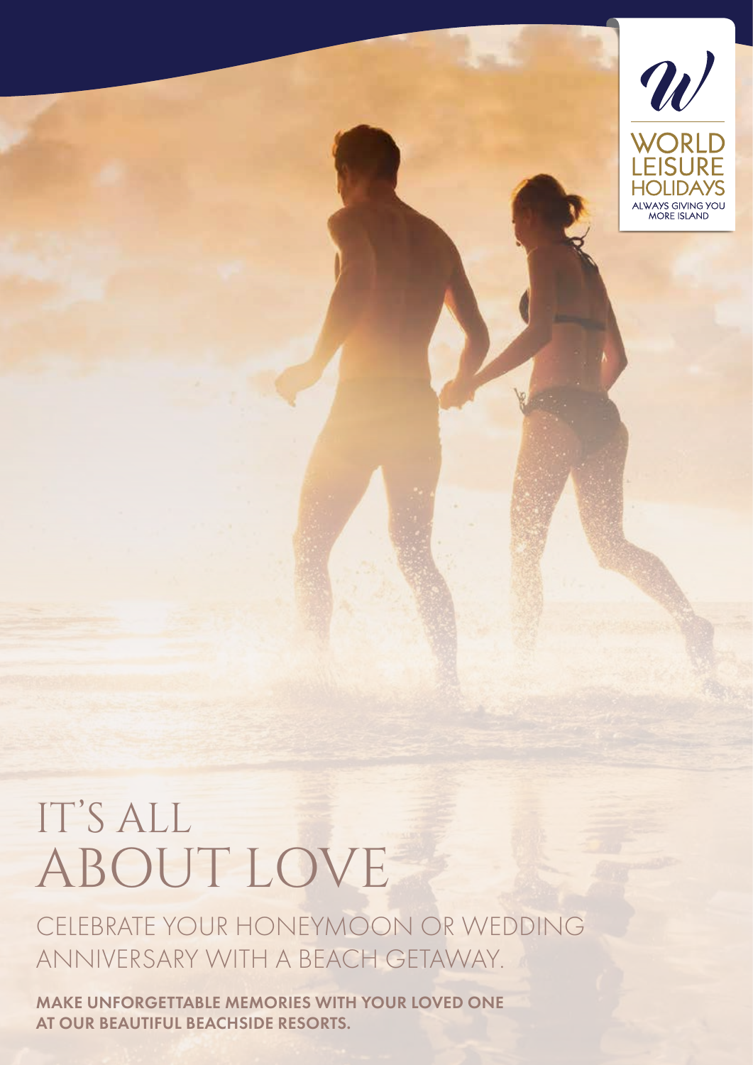WORLD LEISURE HOLIDAYS

ALWAYS GIVING YOU MORE ISLAND

# IT'S ALL ABOUT LOVE

## CELEBRATE YOUR HONEYMOON OR WEDDING ANNIVERSARY WITH A BEACH GETAWAY.

**MAKE UNFORGETTABLE MEMORIES WITH YOUR LOVED ONE AT OUR BEAUTIFUL BEACHSIDE RESORTS.**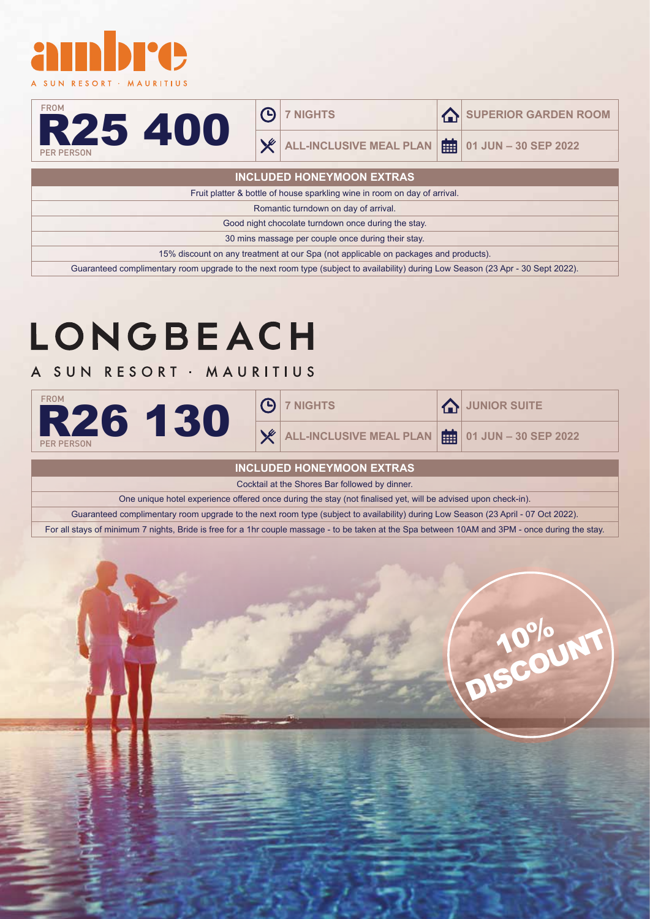# ambre

A SUN RESORT · MAURITIUS

| FROM **R25 400** PER PERSON | 7 NIGHTS | SUPERIOR GARDEN ROOM |
| --- | --- | --- |
| | ALL-INCLUSIVE MEAL PLAN | 01 JUN – 30 SEP 2022 |

| INCLUDED HONEYMOON EXTRAS |
| --- |
| Fruit platter & bottle of house sparkling wine in room on day of arrival. |
| Romantic turndown on day of arrival. |
| Good night chocolate turndown once during the stay. |
| 30 mins massage per couple once during their stay. |
| 15% discount on any treatment at our Spa (not applicable on packages and products). |
| Guaranteed complimentary room upgrade to the next room type (subject to availability) during Low Season (23 Apr - 30 Sept 2022). |

# LONGBEACH

A SUN RESORT · MAURITIUS

| FROM **R26 130** PER PERSON | 7 NIGHTS | JUNIOR SUITE |
| --- | --- | --- |
| | ALL-INCLUSIVE MEAL PLAN | 01 JUN – 30 SEP 2022 |

| INCLUDED HONEYMOON EXTRAS |
| --- |
| Cocktail at the Shores Bar followed by dinner. |
| One unique hotel experience offered once during the stay (not finalised yet, will be advised upon check-in). |
| Guaranteed complimentary room upgrade to the next room type (subject to availability) during Low Season (23 April - 07 Oct 2022). |
| For all stays of minimum 7 nights, Bride is free for a 1hr couple massage - to be taken at the Spa between 10AM and 3PM - once during the stay. |

10% DISCOUNT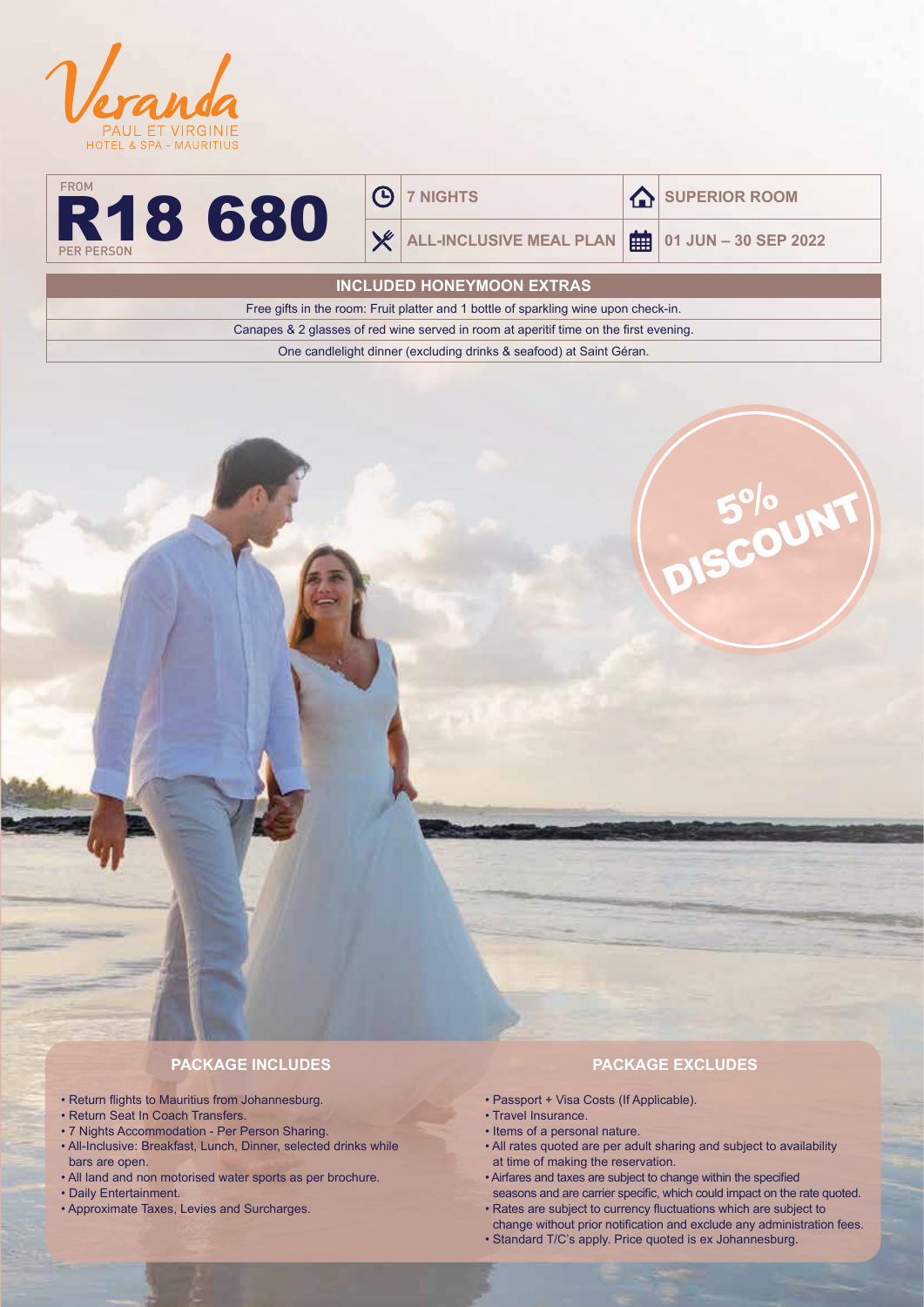# Veranda

PAUL ET VIRGINIE
HOTEL & SPA - MAURITIUS

FROM
**R18 680**
PER PERSON

| | |
|---|---|
| 7 NIGHTS | SUPERIOR ROOM |
| ALL-INCLUSIVE MEAL PLAN | 01 JUN – 30 SEP 2022 |

| INCLUDED HONEYMOON EXTRAS |
|---|
| Free gifts in the room: Fruit platter and 1 bottle of sparkling wine upon check-in. |
| Canapes & 2 glasses of red wine served in room at aperitif time on the first evening. |
| One candlelight dinner (excluding drinks & seafood) at Saint Géran. |

5% DISCOUNT

## PACKAGE INCLUDES

- Return flights to Mauritius from Johannesburg.
- Return Seat In Coach Transfers.
- 7 Nights Accommodation - Per Person Sharing.
- All-Inclusive: Breakfast, Lunch, Dinner, selected drinks while bars are open.
- All land and non motorised water sports as per brochure.
- Daily Entertainment.
- Approximate Taxes, Levies and Surcharges.

## PACKAGE EXCLUDES

- Passport + Visa Costs (If Applicable).
- Travel Insurance.
- Items of a personal nature.
- All rates quoted are per adult sharing and subject to availability at time of making the reservation.
- Airfares and taxes are subject to change within the specified seasons and are carrier specific, which could impact on the rate quoted.
- Rates are subject to currency fluctuations which are subject to change without prior notification and exclude any administration fees.
- Standard T/C's apply. Price quoted is ex Johannesburg.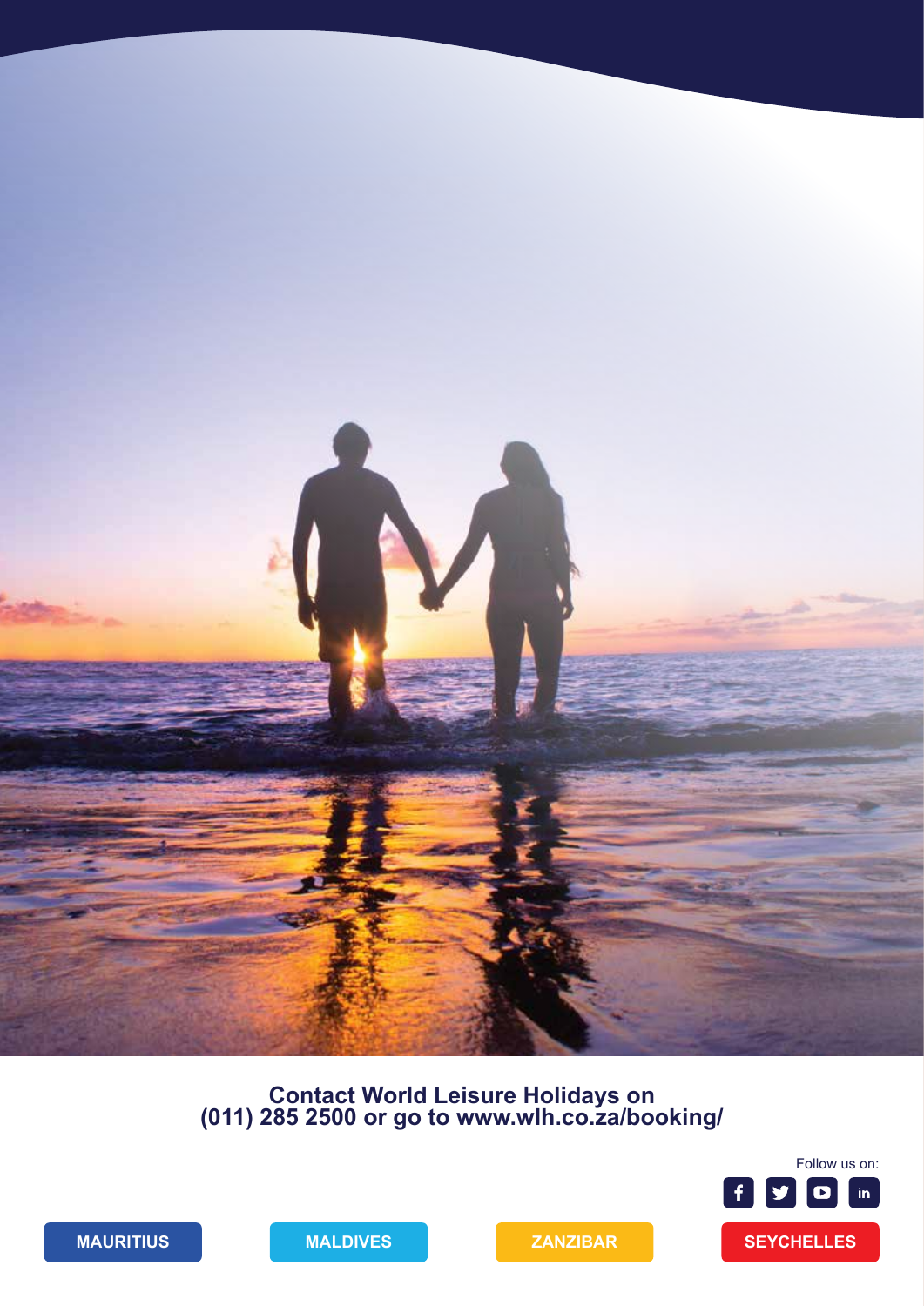**Contact World Leisure Holidays on (011) 285 2500 or go to www.wlh.co.za/booking/**

Follow us on:

MAURITIUS MALDIVES ZANZIBAR SEYCHELLES